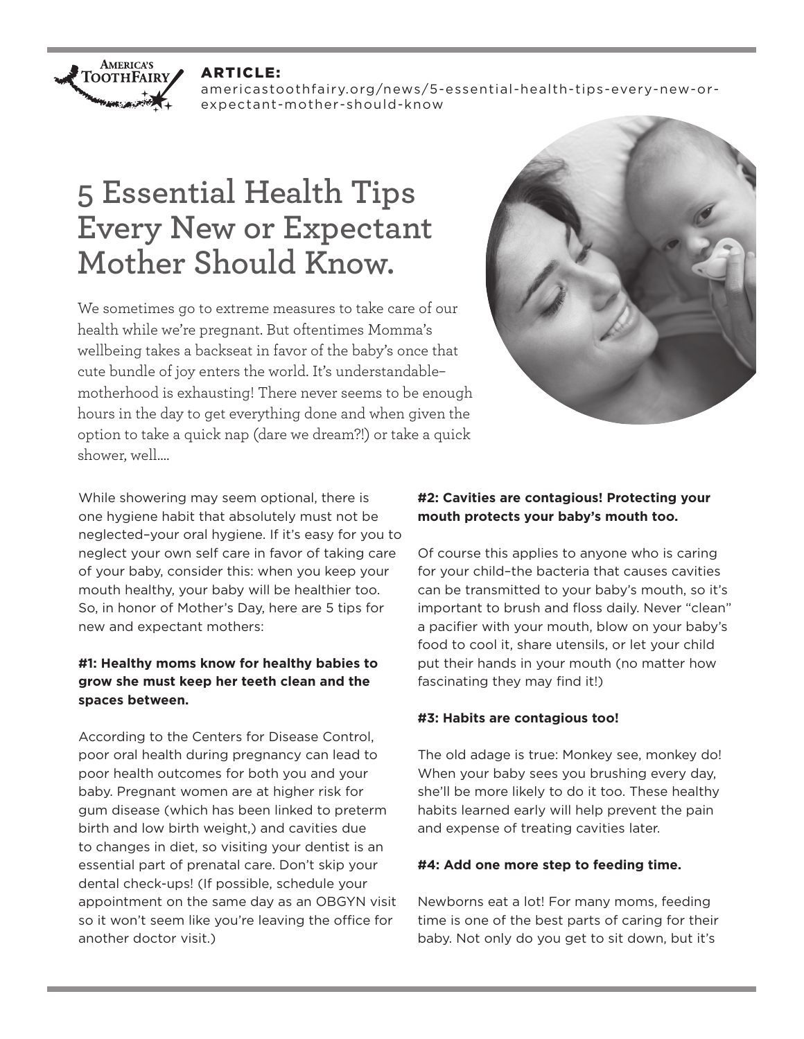**ARTICLE:**
americastoothfairy.org/news/5-essential-health-tips-every-new-or-expectant-mother-should-know

# 5 Essential Health Tips Every New or Expectant Mother Should Know.

We sometimes go to extreme measures to take care of our health while we're pregnant. But oftentimes Momma's wellbeing takes a backseat in favor of the baby's once that cute bundle of joy enters the world. It's understandable–motherhood is exhausting! There never seems to be enough hours in the day to get everything done and when given the option to take a quick nap (dare we dream?!) or take a quick shower, well....

While showering may seem optional, there is one hygiene habit that absolutely must not be neglected–your oral hygiene. If it's easy for you to neglect your own self care in favor of taking care of your baby, consider this: when you keep your mouth healthy, your baby will be healthier too. So, in honor of Mother's Day, here are 5 tips for new and expectant mothers:

**#1: Healthy moms know for healthy babies to grow she must keep her teeth clean and the spaces between.**

According to the Centers for Disease Control, poor oral health during pregnancy can lead to poor health outcomes for both you and your baby. Pregnant women are at higher risk for gum disease (which has been linked to preterm birth and low birth weight,) and cavities due to changes in diet, so visiting your dentist is an essential part of prenatal care. Don't skip your dental check-ups! (If possible, schedule your appointment on the same day as an OBGYN visit so it won't seem like you're leaving the office for another doctor visit.)

**#2: Cavities are contagious! Protecting your mouth protects your baby's mouth too.**

Of course this applies to anyone who is caring for your child–the bacteria that causes cavities can be transmitted to your baby's mouth, so it's important to brush and floss daily. Never "clean" a pacifier with your mouth, blow on your baby's food to cool it, share utensils, or let your child put their hands in your mouth (no matter how fascinating they may find it!)

**#3: Habits are contagious too!**

The old adage is true: Monkey see, monkey do! When your baby sees you brushing every day, she'll be more likely to do it too. These healthy habits learned early will help prevent the pain and expense of treating cavities later.

**#4: Add one more step to feeding time.**

Newborns eat a lot! For many moms, feeding time is one of the best parts of caring for their baby. Not only do you get to sit down, but it's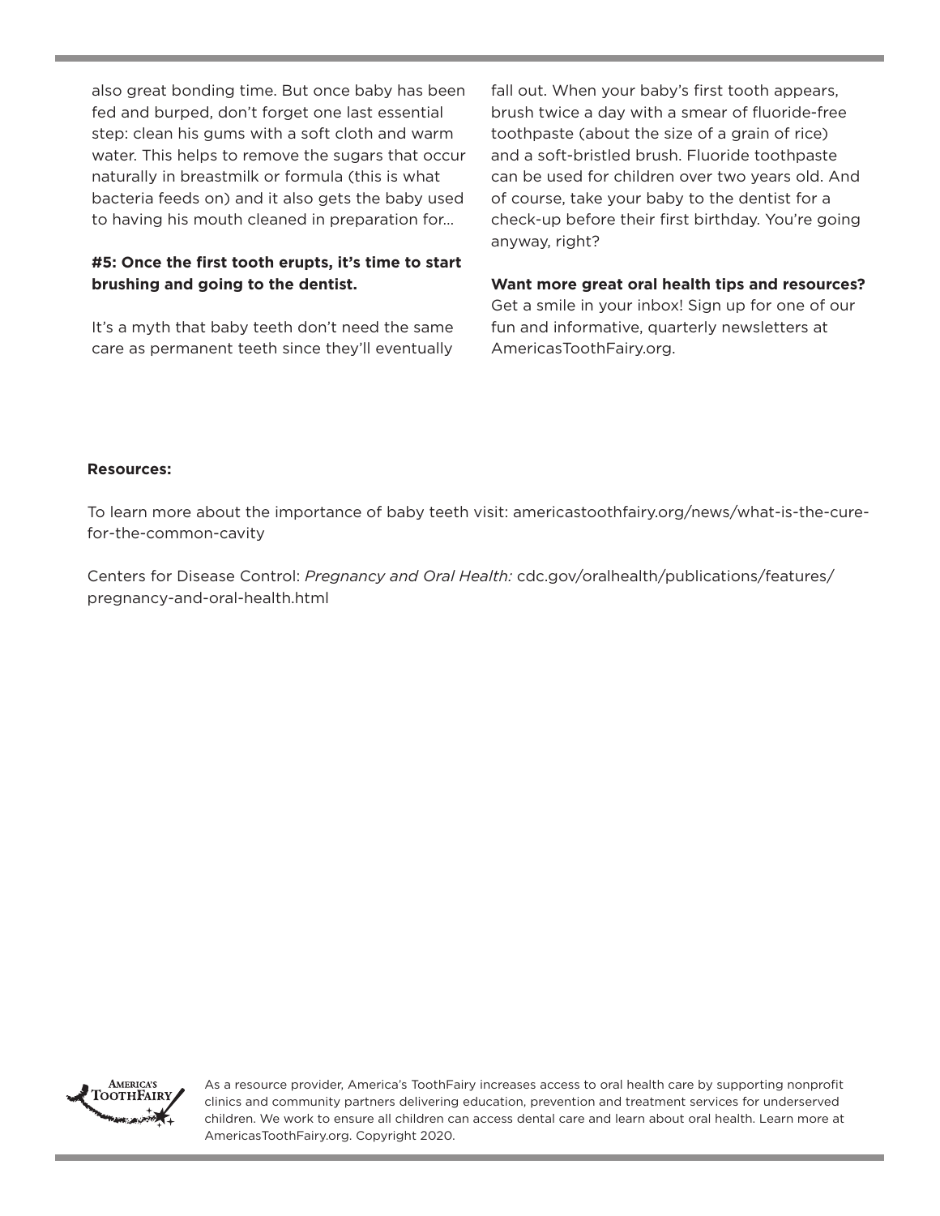also great bonding time. But once baby has been fed and burped, don't forget one last essential step: clean his gums with a soft cloth and warm water. This helps to remove the sugars that occur naturally in breastmilk or formula (this is what bacteria feeds on) and it also gets the baby used to having his mouth cleaned in preparation for...

**#5: Once the first tooth erupts, it's time to start brushing and going to the dentist.**

It's a myth that baby teeth don't need the same care as permanent teeth since they'll eventually fall out. When your baby's first tooth appears, brush twice a day with a smear of fluoride-free toothpaste (about the size of a grain of rice) and a soft-bristled brush. Fluoride toothpaste can be used for children over two years old. And of course, take your baby to the dentist for a check-up before their first birthday. You're going anyway, right?

**Want more great oral health tips and resources?**
Get a smile in your inbox! Sign up for one of our fun and informative, quarterly newsletters at AmericasToothFairy.org.

**Resources:**

To learn more about the importance of baby teeth visit: americastoothfairy.org/news/what-is-the-cure-for-the-common-cavity

Centers for Disease Control: *Pregnancy and Oral Health:* cdc.gov/oralhealth/publications/features/pregnancy-and-oral-health.html

As a resource provider, America's ToothFairy increases access to oral health care by supporting nonprofit clinics and community partners delivering education, prevention and treatment services for underserved children. We work to ensure all children can access dental care and learn about oral health. Learn more at AmericasToothFairy.org. Copyright 2020.